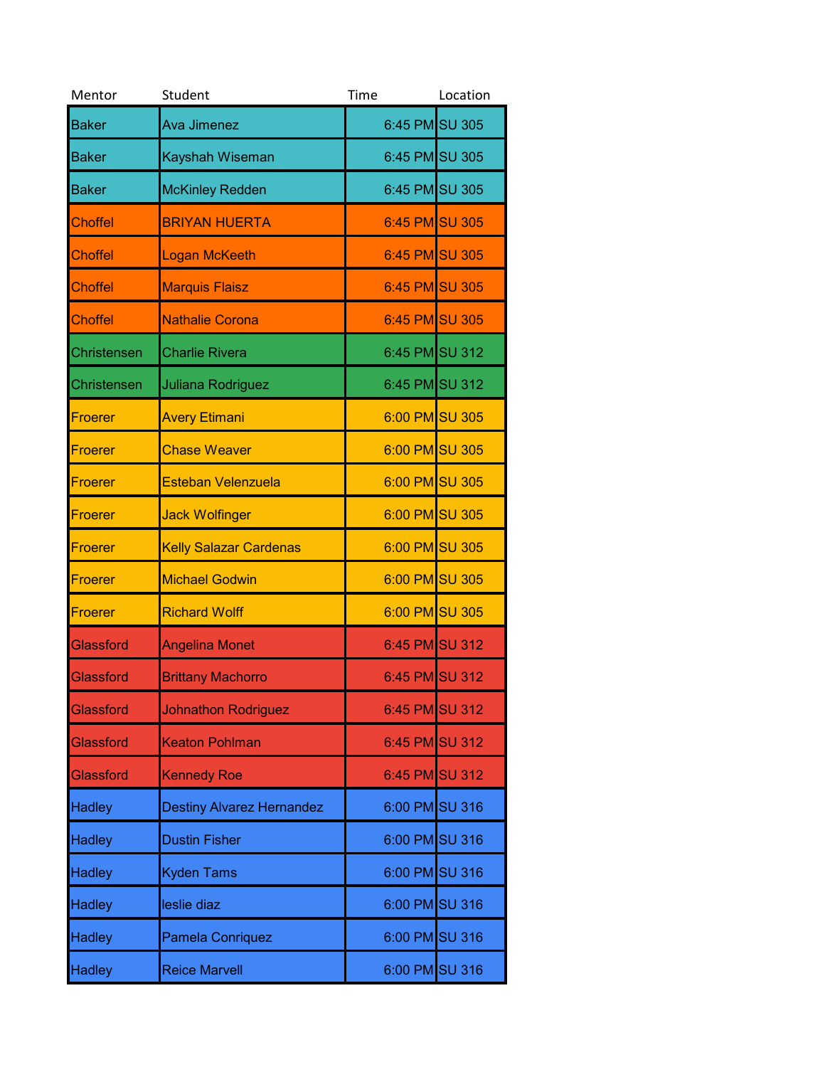| Mentor | Student | Time | Location |
| --- | --- | --- | --- |
| Baker | Ava Jimenez | 6:45 PM | SU 305 |
| Baker | Kayshah Wiseman | 6:45 PM | SU 305 |
| Baker | McKinley Redden | 6:45 PM | SU 305 |
| Choffel | BRIYAN HUERTA | 6:45 PM | SU 305 |
| Choffel | Logan McKeeth | 6:45 PM | SU 305 |
| Choffel | Marquis Flaisz | 6:45 PM | SU 305 |
| Choffel | Nathalie Corona | 6:45 PM | SU 305 |
| Christensen | Charlie Rivera | 6:45 PM | SU 312 |
| Christensen | Juliana Rodriguez | 6:45 PM | SU 312 |
| Froerer | Avery Etimani | 6:00 PM | SU 305 |
| Froerer | Chase Weaver | 6:00 PM | SU 305 |
| Froerer | Esteban Velenzuela | 6:00 PM | SU 305 |
| Froerer | Jack Wolfinger | 6:00 PM | SU 305 |
| Froerer | Kelly Salazar Cardenas | 6:00 PM | SU 305 |
| Froerer | Michael Godwin | 6:00 PM | SU 305 |
| Froerer | Richard Wolff | 6:00 PM | SU 305 |
| Glassford | Angelina Monet | 6:45 PM | SU 312 |
| Glassford | Brittany Machorro | 6:45 PM | SU 312 |
| Glassford | Johnathon Rodriguez | 6:45 PM | SU 312 |
| Glassford | Keaton Pohlman | 6:45 PM | SU 312 |
| Glassford | Kennedy Roe | 6:45 PM | SU 312 |
| Hadley | Destiny Alvarez Hernandez | 6:00 PM | SU 316 |
| Hadley | Dustin Fisher | 6:00 PM | SU 316 |
| Hadley | Kyden Tams | 6:00 PM | SU 316 |
| Hadley | leslie diaz | 6:00 PM | SU 316 |
| Hadley | Pamela Conriquez | 6:00 PM | SU 316 |
| Hadley | Reice Marvell | 6:00 PM | SU 316 |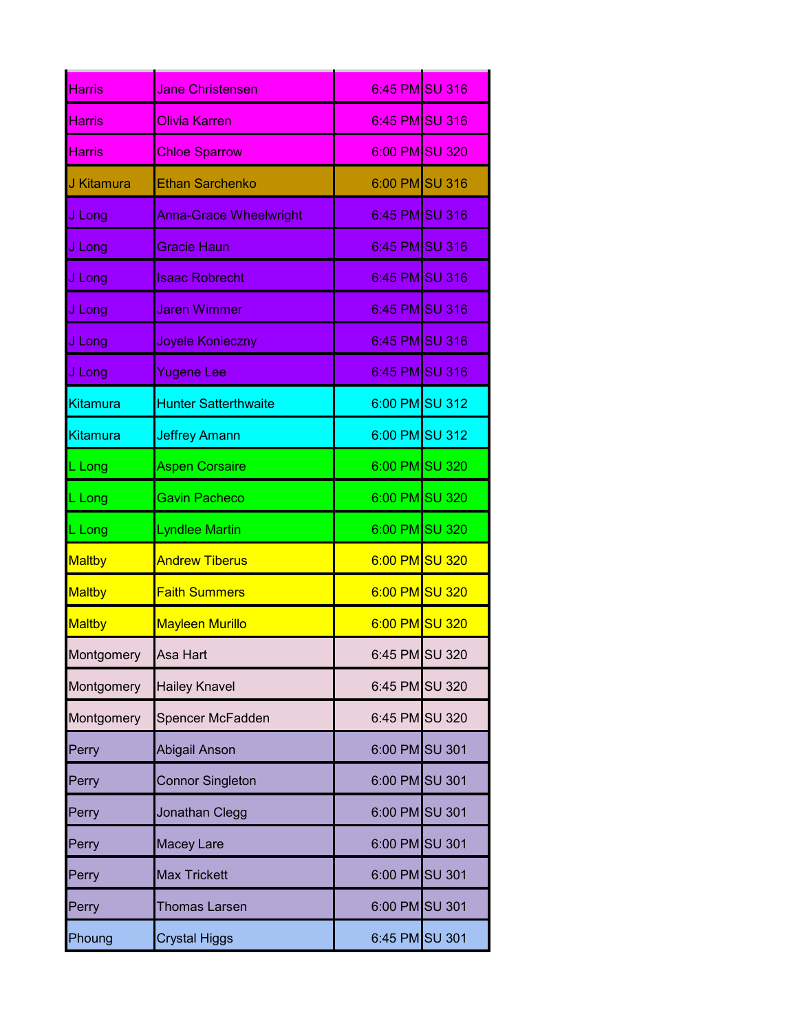| | | | |
|---|---|---|---|
| Harris | Jane Christensen | 6:45 PM | SU 316 |
| Harris | Olivia Karren | 6:45 PM | SU 316 |
| Harris | Chloe Sparrow | 6:00 PM | SU 320 |
| J Kitamura | Ethan Sarchenko | 6:00 PM | SU 316 |
| J Long | Anna-Grace Wheelwright | 6:45 PM | SU 316 |
| J Long | Gracie Haun | 6:45 PM | SU 316 |
| J Long | Isaac Robrecht | 6:45 PM | SU 316 |
| J Long | Jaren Wimmer | 6:45 PM | SU 316 |
| J Long | Joyele Konieczny | 6:45 PM | SU 316 |
| J Long | Yugene Lee | 6:45 PM | SU 316 |
| Kitamura | Hunter Satterthwaite | 6:00 PM | SU 312 |
| Kitamura | Jeffrey Amann | 6:00 PM | SU 312 |
| L Long | Aspen Corsaire | 6:00 PM | SU 320 |
| L Long | Gavin Pacheco | 6:00 PM | SU 320 |
| L Long | Lyndlee Martin | 6:00 PM | SU 320 |
| Maltby | Andrew Tiberus | 6:00 PM | SU 320 |
| Maltby | Faith Summers | 6:00 PM | SU 320 |
| Maltby | Mayleen Murillo | 6:00 PM | SU 320 |
| Montgomery | Asa Hart | 6:45 PM | SU 320 |
| Montgomery | Hailey Knavel | 6:45 PM | SU 320 |
| Montgomery | Spencer McFadden | 6:45 PM | SU 320 |
| Perry | Abigail Anson | 6:00 PM | SU 301 |
| Perry | Connor Singleton | 6:00 PM | SU 301 |
| Perry | Jonathan Clegg | 6:00 PM | SU 301 |
| Perry | Macey Lare | 6:00 PM | SU 301 |
| Perry | Max Trickett | 6:00 PM | SU 301 |
| Perry | Thomas Larsen | 6:00 PM | SU 301 |
| Phoung | Crystal Higgs | 6:45 PM | SU 301 |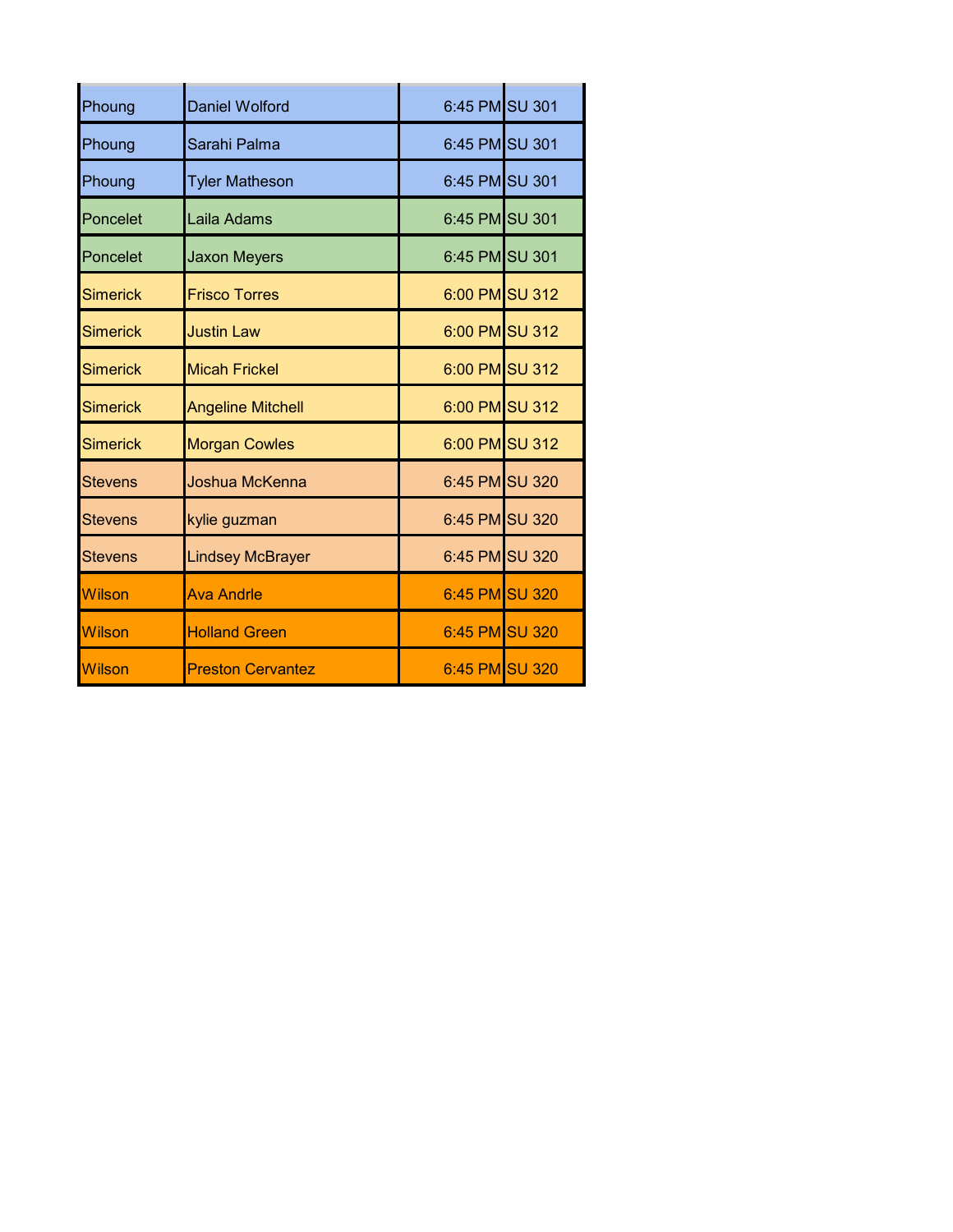| | | | |
|---|---|---|---|
| Phoung | Daniel Wolford | 6:45 PM | SU 301 |
| Phoung | Sarahi Palma | 6:45 PM | SU 301 |
| Phoung | Tyler Matheson | 6:45 PM | SU 301 |
| Poncelet | Laila Adams | 6:45 PM | SU 301 |
| Poncelet | Jaxon Meyers | 6:45 PM | SU 301 |
| Simerick | Frisco Torres | 6:00 PM | SU 312 |
| Simerick | Justin Law | 6:00 PM | SU 312 |
| Simerick | Micah Frickel | 6:00 PM | SU 312 |
| Simerick | Angeline Mitchell | 6:00 PM | SU 312 |
| Simerick | Morgan Cowles | 6:00 PM | SU 312 |
| Stevens | Joshua McKenna | 6:45 PM | SU 320 |
| Stevens | kylie guzman | 6:45 PM | SU 320 |
| Stevens | Lindsey McBrayer | 6:45 PM | SU 320 |
| Wilson | Ava Andrle | 6:45 PM | SU 320 |
| Wilson | Holland Green | 6:45 PM | SU 320 |
| Wilson | Preston Cervantez | 6:45 PM | SU 320 |